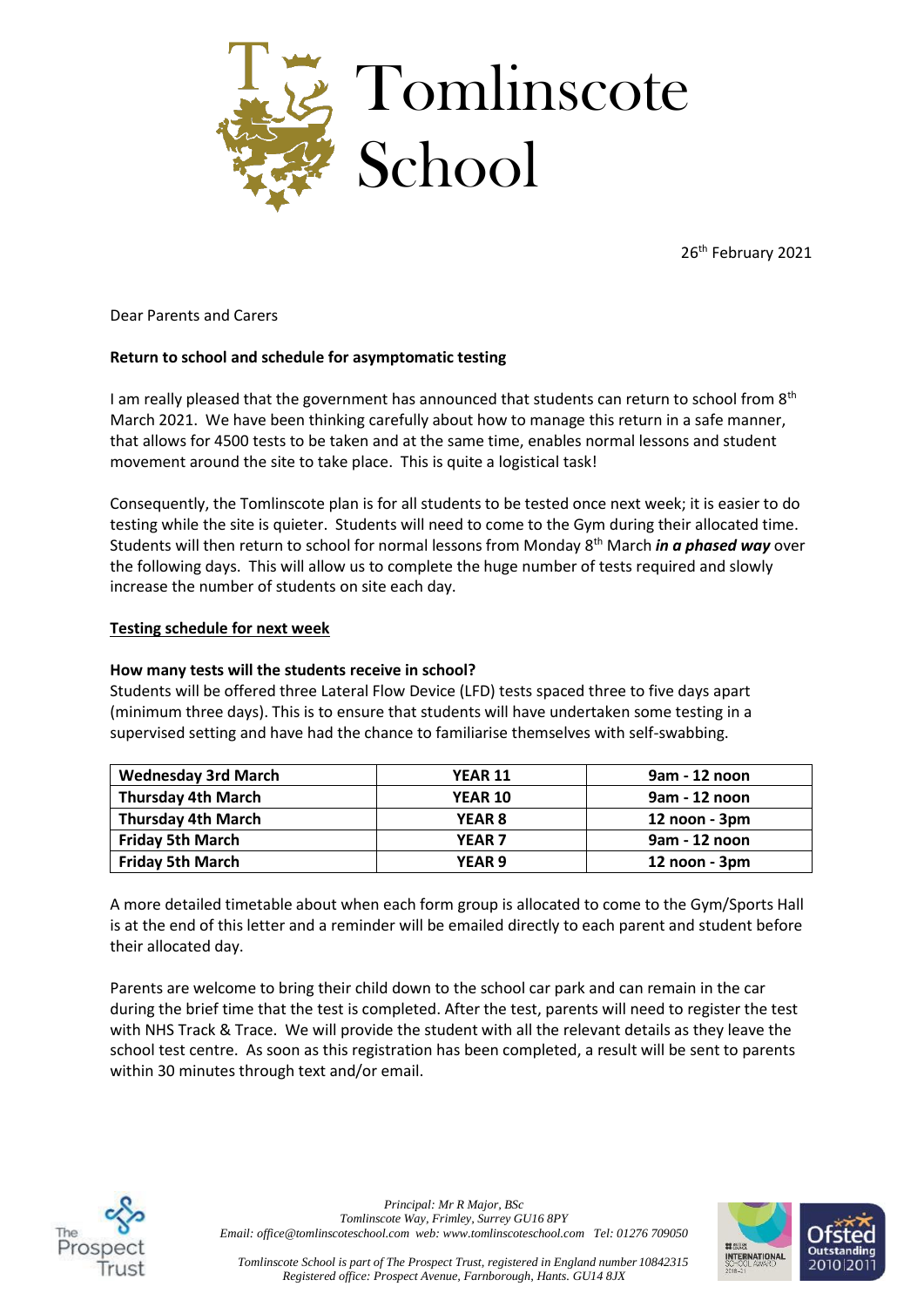# Tomlinscote School

26th February 2021

Dear Parents and Carers

**Return to school and schedule for asymptomatic testing**

I am really pleased that the government has announced that students can return to school from 8th March 2021. We have been thinking carefully about how to manage this return in a safe manner, that allows for 4500 tests to be taken and at the same time, enables normal lessons and student movement around the site to take place. This is quite a logistical task!

Consequently, the Tomlinscote plan is for all students to be tested once next week; it is easier to do testing while the site is quieter. Students will need to come to the Gym during their allocated time. Students will then return to school for normal lessons from Monday 8th March ***in a phased way*** over the following days. This will allow us to complete the huge number of tests required and slowly increase the number of students on site each day.

**Testing schedule for next week**

**How many tests will the students receive in school?**

Students will be offered three Lateral Flow Device (LFD) tests spaced three to five days apart (minimum three days). This is to ensure that students will have undertaken some testing in a supervised setting and have had the chance to familiarise themselves with self-swabbing.

| Wednesday 3rd March | YEAR 11 | 9am - 12 noon |
|---|---|---|
| Thursday 4th March | YEAR 10 | 9am - 12 noon |
| Thursday 4th March | YEAR 8 | 12 noon - 3pm |
| Friday 5th March | YEAR 7 | 9am - 12 noon |
| Friday 5th March | YEAR 9 | 12 noon - 3pm |

A more detailed timetable about when each form group is allocated to come to the Gym/Sports Hall is at the end of this letter and a reminder will be emailed directly to each parent and student before their allocated day.

Parents are welcome to bring their child down to the school car park and can remain in the car during the brief time that the test is completed. After the test, parents will need to register the test with NHS Track & Trace. We will provide the student with all the relevant details as they leave the school test centre. As soon as this registration has been completed, a result will be sent to parents within 30 minutes through text and/or email.

*Principal: Mr R Major, BSc*
*Tomlinscote Way, Frimley, Surrey GU16 8PY*
*Email: office@tomlinscoteschool.com web: www.tomlinscoteschool.com Tel: 01276 709050*

*Tomlinscote School is part of The Prospect Trust, registered in England number 10842315*
*Registered office: Prospect Avenue, Farnborough, Hants. GU14 8JX*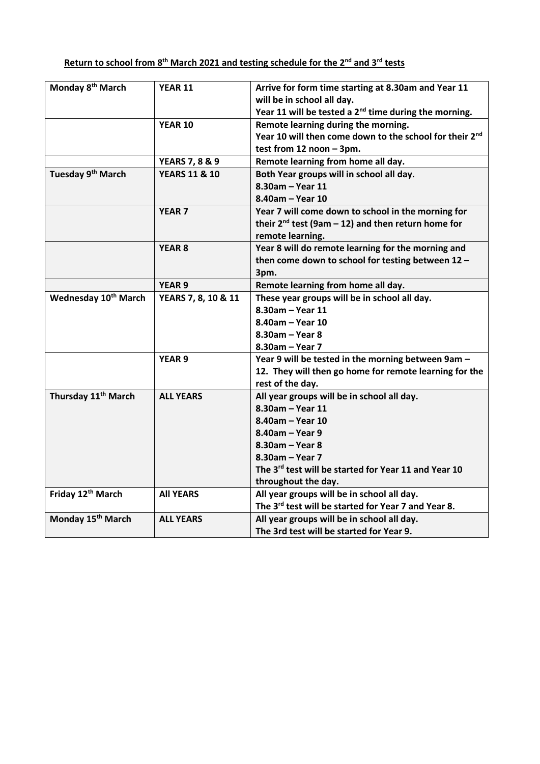**Return to school from 8th March 2021 and testing schedule for the 2nd and 3rd tests**

| | | |
|---|---|---|
| **Monday 8th March** | **YEAR 11** | **Arrive for form time starting at 8.30am and Year 11 will be in school all day.**<br>**Year 11 will be tested a 2nd time during the morning.** |
| | **YEAR 10** | **Remote learning during the morning.**<br>**Year 10 will then come down to the school for their 2nd test from 12 noon – 3pm.** |
| | **YEARS 7, 8 & 9** | **Remote learning from home all day.** |
| **Tuesday 9th March** | **YEARS 11 & 10** | **Both Year groups will in school all day.**<br>**8.30am – Year 11**<br>**8.40am – Year 10** |
| | **YEAR 7** | **Year 7 will come down to school in the morning for their 2nd test (9am – 12) and then return home for remote learning.** |
| | **YEAR 8** | **Year 8 will do remote learning for the morning and then come down to school for testing between 12 – 3pm.** |
| | **YEAR 9** | **Remote learning from home all day.** |
| **Wednesday 10th March** | **YEARS 7, 8, 10 & 11** | **These year groups will be in school all day.**<br>**8.30am – Year 11**<br>**8.40am – Year 10**<br>**8.30am – Year 8**<br>**8.30am – Year 7** |
| | **YEAR 9** | **Year 9 will be tested in the morning between 9am – 12. They will then go home for remote learning for the rest of the day.** |
| **Thursday 11th March** | **ALL YEARS** | **All year groups will be in school all day.**<br>**8.30am – Year 11**<br>**8.40am – Year 10**<br>**8.40am – Year 9**<br>**8.30am – Year 8**<br>**8.30am – Year 7**<br>**The 3rd test will be started for Year 11 and Year 10 throughout the day.** |
| **Friday 12th March** | **All YEARS** | **All year groups will be in school all day.**<br>**The 3rd test will be started for Year 7 and Year 8.** |
| **Monday 15th March** | **ALL YEARS** | **All year groups will be in school all day.**<br>**The 3rd test will be started for Year 9.** |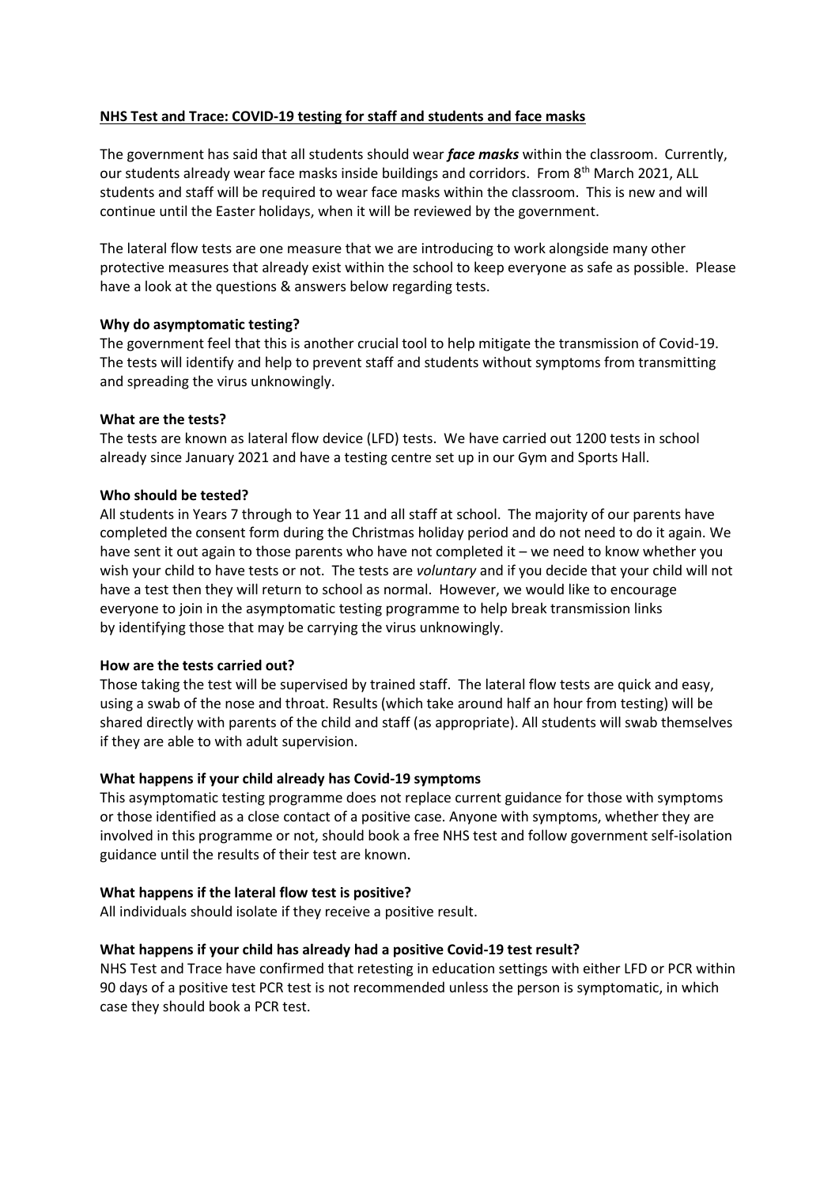**NHS Test and Trace: COVID-19 testing for staff and students and face masks**

The government has said that all students should wear ***face masks*** within the classroom. Currently, our students already wear face masks inside buildings and corridors. From 8th March 2021, ALL students and staff will be required to wear face masks within the classroom. This is new and will continue until the Easter holidays, when it will be reviewed by the government.

The lateral flow tests are one measure that we are introducing to work alongside many other protective measures that already exist within the school to keep everyone as safe as possible. Please have a look at the questions & answers below regarding tests.

**Why do asymptomatic testing?**

The government feel that this is another crucial tool to help mitigate the transmission of Covid-19. The tests will identify and help to prevent staff and students without symptoms from transmitting and spreading the virus unknowingly.

**What are the tests?**

The tests are known as lateral flow device (LFD) tests. We have carried out 1200 tests in school already since January 2021 and have a testing centre set up in our Gym and Sports Hall.

**Who should be tested?**

All students in Years 7 through to Year 11 and all staff at school. The majority of our parents have completed the consent form during the Christmas holiday period and do not need to do it again. We have sent it out again to those parents who have not completed it – we need to know whether you wish your child to have tests or not. The tests are *voluntary* and if you decide that your child will not have a test then they will return to school as normal. However, we would like to encourage everyone to join in the asymptomatic testing programme to help break transmission links by identifying those that may be carrying the virus unknowingly.

**How are the tests carried out?**

Those taking the test will be supervised by trained staff. The lateral flow tests are quick and easy, using a swab of the nose and throat. Results (which take around half an hour from testing) will be shared directly with parents of the child and staff (as appropriate). All students will swab themselves if they are able to with adult supervision.

**What happens if your child already has Covid-19 symptoms**

This asymptomatic testing programme does not replace current guidance for those with symptoms or those identified as a close contact of a positive case. Anyone with symptoms, whether they are involved in this programme or not, should book a free NHS test and follow government self-isolation guidance until the results of their test are known.

**What happens if the lateral flow test is positive?**

All individuals should isolate if they receive a positive result.

**What happens if your child has already had a positive Covid-19 test result?**

NHS Test and Trace have confirmed that retesting in education settings with either LFD or PCR within 90 days of a positive test PCR test is not recommended unless the person is symptomatic, in which case they should book a PCR test.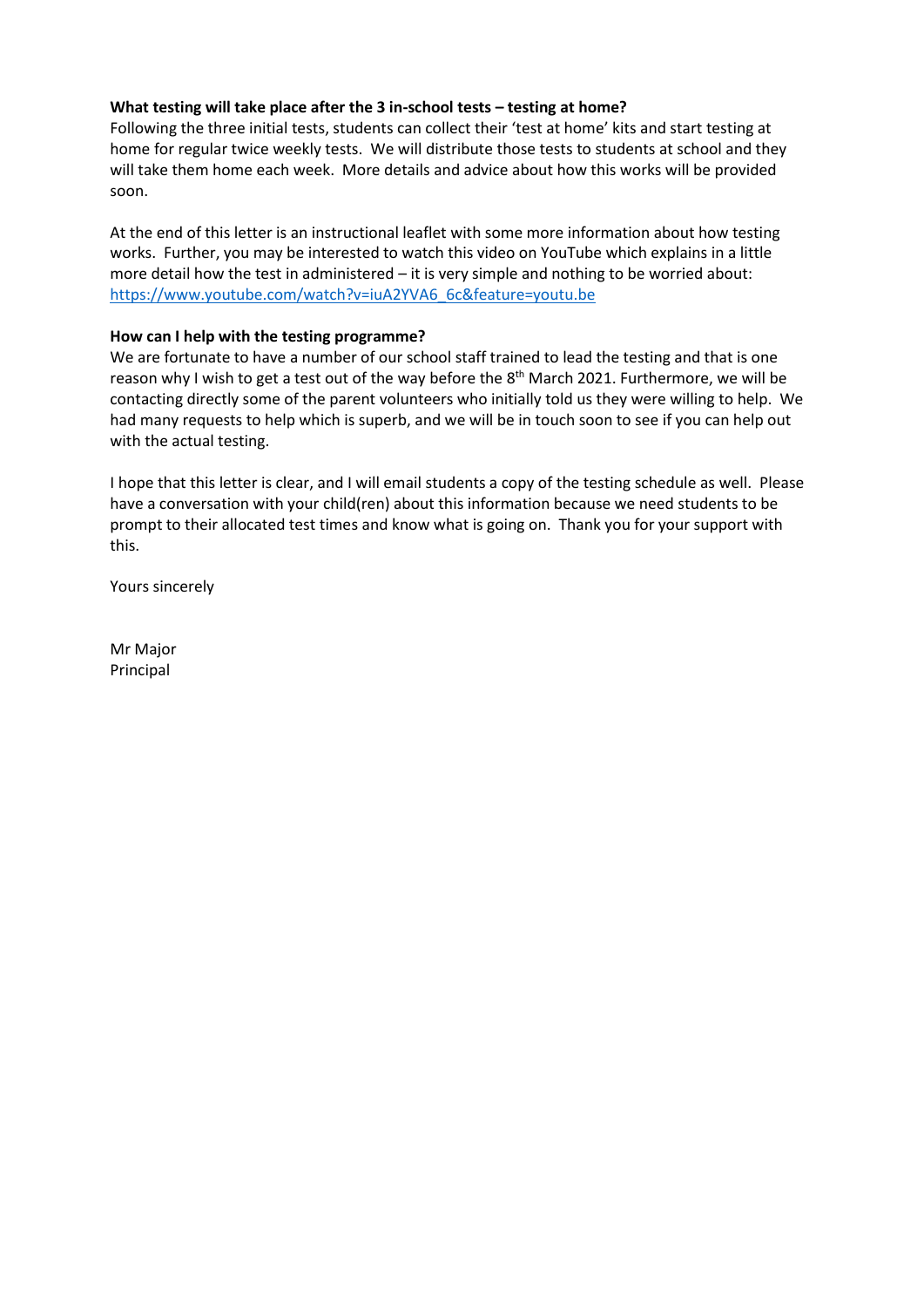**What testing will take place after the 3 in-school tests – testing at home?**

Following the three initial tests, students can collect their 'test at home' kits and start testing at home for regular twice weekly tests. We will distribute those tests to students at school and they will take them home each week. More details and advice about how this works will be provided soon.

At the end of this letter is an instructional leaflet with some more information about how testing works. Further, you may be interested to watch this video on YouTube which explains in a little more detail how the test in administered – it is very simple and nothing to be worried about: https://www.youtube.com/watch?v=iuA2YVA6_6c&feature=youtu.be

**How can I help with the testing programme?**

We are fortunate to have a number of our school staff trained to lead the testing and that is one reason why I wish to get a test out of the way before the 8th March 2021. Furthermore, we will be contacting directly some of the parent volunteers who initially told us they were willing to help. We had many requests to help which is superb, and we will be in touch soon to see if you can help out with the actual testing.

I hope that this letter is clear, and I will email students a copy of the testing schedule as well. Please have a conversation with your child(ren) about this information because we need students to be prompt to their allocated test times and know what is going on. Thank you for your support with this.

Yours sincerely

Mr Major
Principal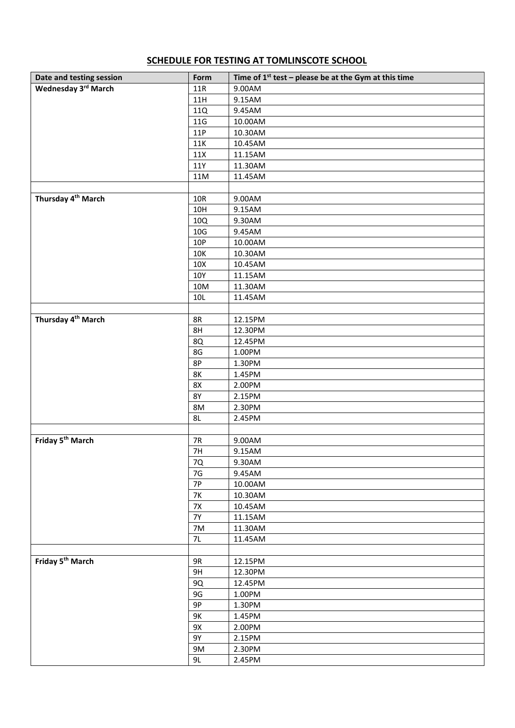# SCHEDULE FOR TESTING AT TOMLINSCOTE SCHOOL

| Date and testing session | Form | Time of 1st test – please be at the Gym at this time |
|---|---|---|
| **Wednesday 3rd March** | 11R | 9.00AM |
| | 11H | 9.15AM |
| | 11Q | 9.45AM |
| | 11G | 10.00AM |
| | 11P | 10.30AM |
| | 11K | 10.45AM |
| | 11X | 11.15AM |
| | 11Y | 11.30AM |
| | 11M | 11.45AM |
| | | |
| **Thursday 4th March** | 10R | 9.00AM |
| | 10H | 9.15AM |
| | 10Q | 9.30AM |
| | 10G | 9.45AM |
| | 10P | 10.00AM |
| | 10K | 10.30AM |
| | 10X | 10.45AM |
| | 10Y | 11.15AM |
| | 10M | 11.30AM |
| | 10L | 11.45AM |
| | | |
| **Thursday 4th March** | 8R | 12.15PM |
| | 8H | 12.30PM |
| | 8Q | 12.45PM |
| | 8G | 1.00PM |
| | 8P | 1.30PM |
| | 8K | 1.45PM |
| | 8X | 2.00PM |
| | 8Y | 2.15PM |
| | 8M | 2.30PM |
| | 8L | 2.45PM |
| | | |
| **Friday 5th March** | 7R | 9.00AM |
| | 7H | 9.15AM |
| | 7Q | 9.30AM |
| | 7G | 9.45AM |
| | 7P | 10.00AM |
| | 7K | 10.30AM |
| | 7X | 10.45AM |
| | 7Y | 11.15AM |
| | 7M | 11.30AM |
| | 7L | 11.45AM |
| | | |
| **Friday 5th March** | 9R | 12.15PM |
| | 9H | 12.30PM |
| | 9Q | 12.45PM |
| | 9G | 1.00PM |
| | 9P | 1.30PM |
| | 9K | 1.45PM |
| | 9X | 2.00PM |
| | 9Y | 2.15PM |
| | 9M | 2.30PM |
| | 9L | 2.45PM |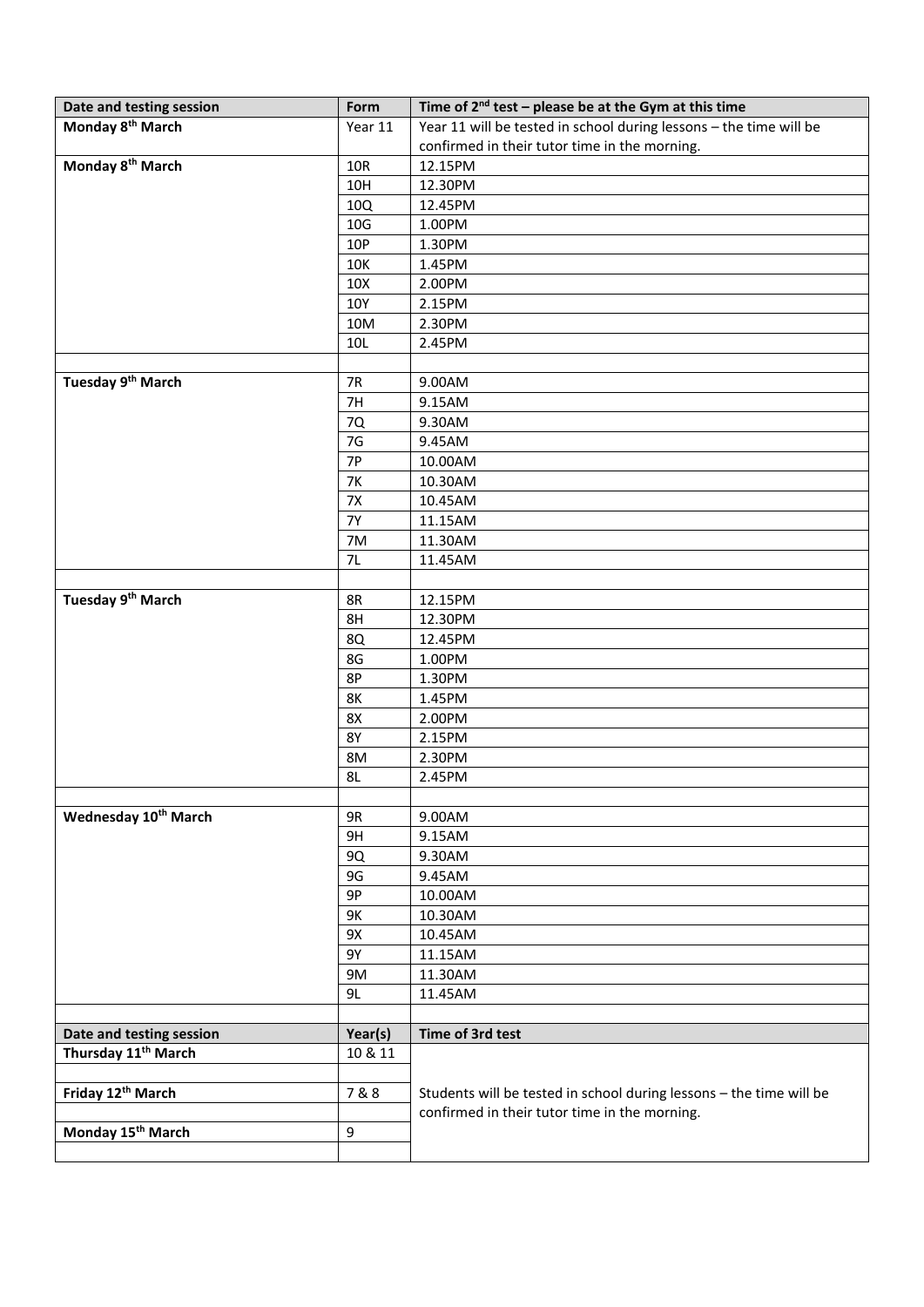| Date and testing session | Form | Time of 2nd test – please be at the Gym at this time |
|---|---|---|
| **Monday 8th March** | Year 11 | Year 11 will be tested in school during lessons – the time will be confirmed in their tutor time in the morning. |
| **Monday 8th March** | 10R | 12.15PM |
| | 10H | 12.30PM |
| | 10Q | 12.45PM |
| | 10G | 1.00PM |
| | 10P | 1.30PM |
| | 10K | 1.45PM |
| | 10X | 2.00PM |
| | 10Y | 2.15PM |
| | 10M | 2.30PM |
| | 10L | 2.45PM |
| | | |
| **Tuesday 9th March** | 7R | 9.00AM |
| | 7H | 9.15AM |
| | 7Q | 9.30AM |
| | 7G | 9.45AM |
| | 7P | 10.00AM |
| | 7K | 10.30AM |
| | 7X | 10.45AM |
| | 7Y | 11.15AM |
| | 7M | 11.30AM |
| | 7L | 11.45AM |
| | | |
| **Tuesday 9th March** | 8R | 12.15PM |
| | 8H | 12.30PM |
| | 8Q | 12.45PM |
| | 8G | 1.00PM |
| | 8P | 1.30PM |
| | 8K | 1.45PM |
| | 8X | 2.00PM |
| | 8Y | 2.15PM |
| | 8M | 2.30PM |
| | 8L | 2.45PM |
| | | |
| **Wednesday 10th March** | 9R | 9.00AM |
| | 9H | 9.15AM |
| | 9Q | 9.30AM |
| | 9G | 9.45AM |
| | 9P | 10.00AM |
| | 9K | 10.30AM |
| | 9X | 10.45AM |
| | 9Y | 11.15AM |
| | 9M | 11.30AM |
| | 9L | 11.45AM |
| | | |

| Date and testing session | Year(s) | Time of 3rd test |
|---|---|---|
| **Thursday 11th March** | 10 & 11 | Students will be tested in school during lessons – the time will be confirmed in their tutor time in the morning. |
| | | |
| **Friday 12th March** | 7 & 8 | |
| | | |
| **Monday 15th March** | 9 | |
| | | |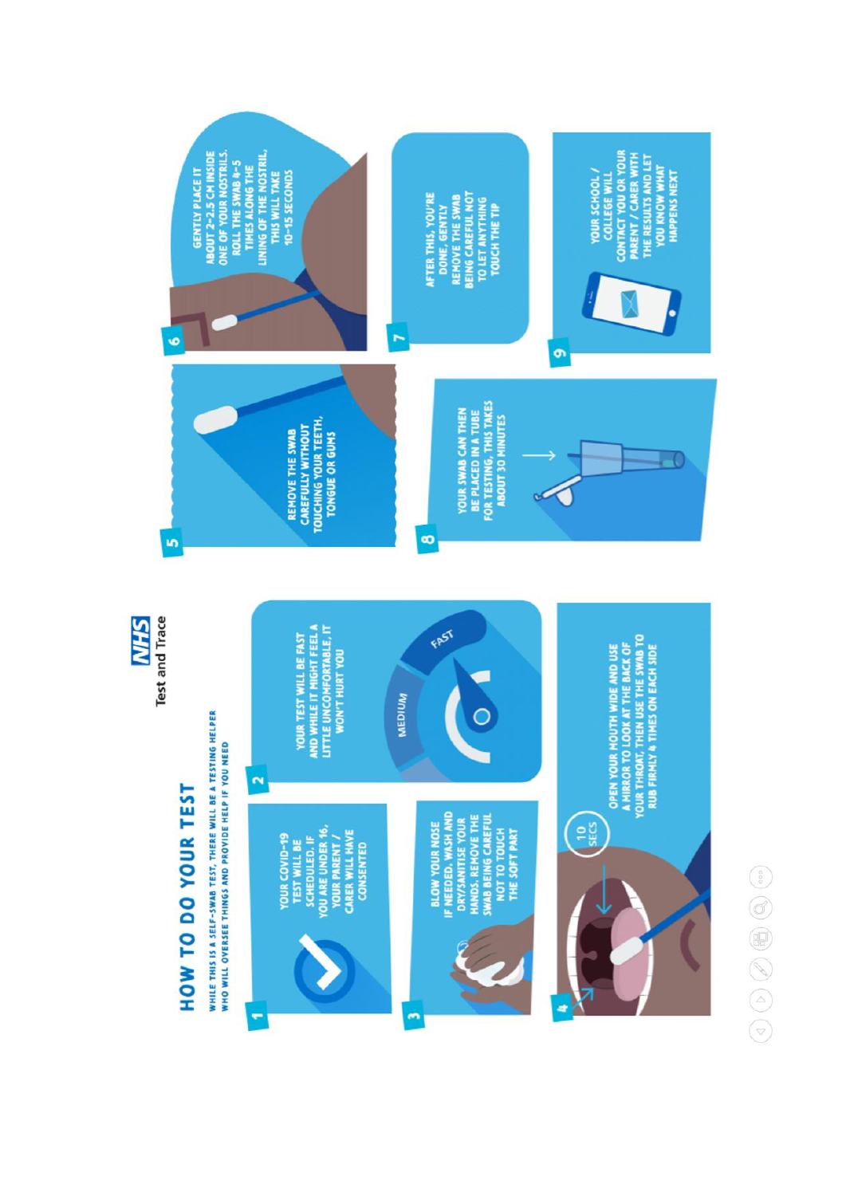# HOW TO DO YOUR TEST

NHS Test and Trace

WHILE THIS IS A SELF-SWAB TEST, THERE WILL BE A TESTING HELPER WHO WILL OVERSEE THINGS AND PROVIDE HELP IF YOU NEED

1. YOUR COVID-19 TEST WILL BE SCHEDULED. IF YOU ARE UNDER 16, YOUR PARENT / CARER WILL HAVE CONSENTED

2. YOUR TEST WILL BE FAST AND WHILE IT MIGHT FEEL A LITTLE UNCOMFORTABLE, IT WON'T HURT YOU

MEDIUM

FAST

3. BLOW YOUR NOSE IF NEEDED. WASH AND DRY/SANITISE YOUR HANDS. REMOVE THE SWAB BEING CAREFUL NOT TO TOUCH THE SOFT PART

4. OPEN YOUR MOUTH WIDE AND USE A MIRROR TO LOOK AT THE BACK OF YOUR THROAT, THEN USE THE SWAB TO RUB FIRMLY 4 TIMES ON EACH SIDE

10 SECS

5. REMOVE THE SWAB CAREFULLY WITHOUT TOUCHING YOUR TEETH, TONGUE OR GUMS

6. GENTLY PLACE IT ABOUT 2-2.5 CM INSIDE ONE OF YOUR NOSTRILS. ROLL THE SWAB 4-5 TIMES ALONG THE LINING OF THE NOSTRIL, THIS WILL TAKE 10-15 SECONDS

7. AFTER THIS, YOU'RE DONE, GENTLY REMOVE THE SWAB BEING CAREFUL NOT TO LET ANYTHING TOUCH THE TIP

8. YOUR SWAB CAN THEN BE PLACED IN A TUBE FOR TESTING, THIS TAKES ABOUT 30 MINUTES

9. YOUR SCHOOL / COLLEGE WILL CONTACT YOU OR YOUR PARENT / CARER WITH THE RESULTS AND LET YOU KNOW WHAT HAPPENS NEXT